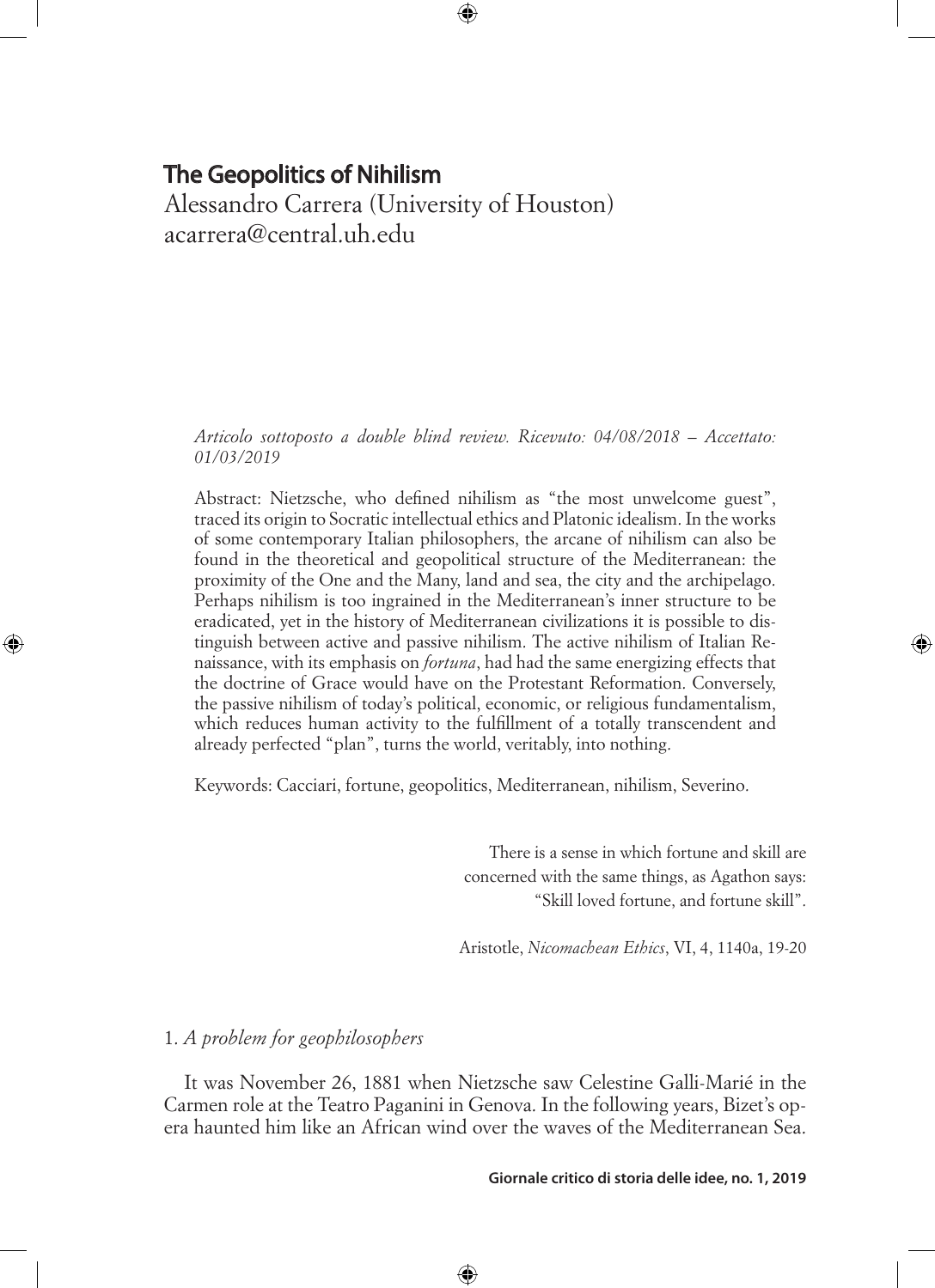# The Geopolitics of Nihilism

Alessandro Carrera (University of Houston)
acarrera@central.uh.edu

*Articolo sottoposto a double blind review. Ricevuto: 04/08/2018 – Accettato: 01/03/2019*

Abstract: Nietzsche, who defined nihilism as "the most unwelcome guest", traced its origin to Socratic intellectual ethics and Platonic idealism. In the works of some contemporary Italian philosophers, the arcane of nihilism can also be found in the theoretical and geopolitical structure of the Mediterranean: the proximity of the One and the Many, land and sea, the city and the archipelago. Perhaps nihilism is too ingrained in the Mediterranean's inner structure to be eradicated, yet in the history of Mediterranean civilizations it is possible to distinguish between active and passive nihilism. The active nihilism of Italian Renaissance, with its emphasis on *fortuna*, had had the same energizing effects that the doctrine of Grace would have on the Protestant Reformation. Conversely, the passive nihilism of today's political, economic, or religious fundamentalism, which reduces human activity to the fulfillment of a totally transcendent and already perfected "plan", turns the world, veritably, into nothing.

Keywords: Cacciari, fortune, geopolitics, Mediterranean, nihilism, Severino.

> There is a sense in which fortune and skill are concerned with the same things, as Agathon says: "Skill loved fortune, and fortune skill".
>
> Aristotle, *Nicomachean Ethics*, VI, 4, 1140a, 19-20

## 1. *A problem for geophilosophers*

It was November 26, 1881 when Nietzsche saw Celestine Galli-Marié in the Carmen role at the Teatro Paganini in Genova. In the following years, Bizet's opera haunted him like an African wind over the waves of the Mediterranean Sea.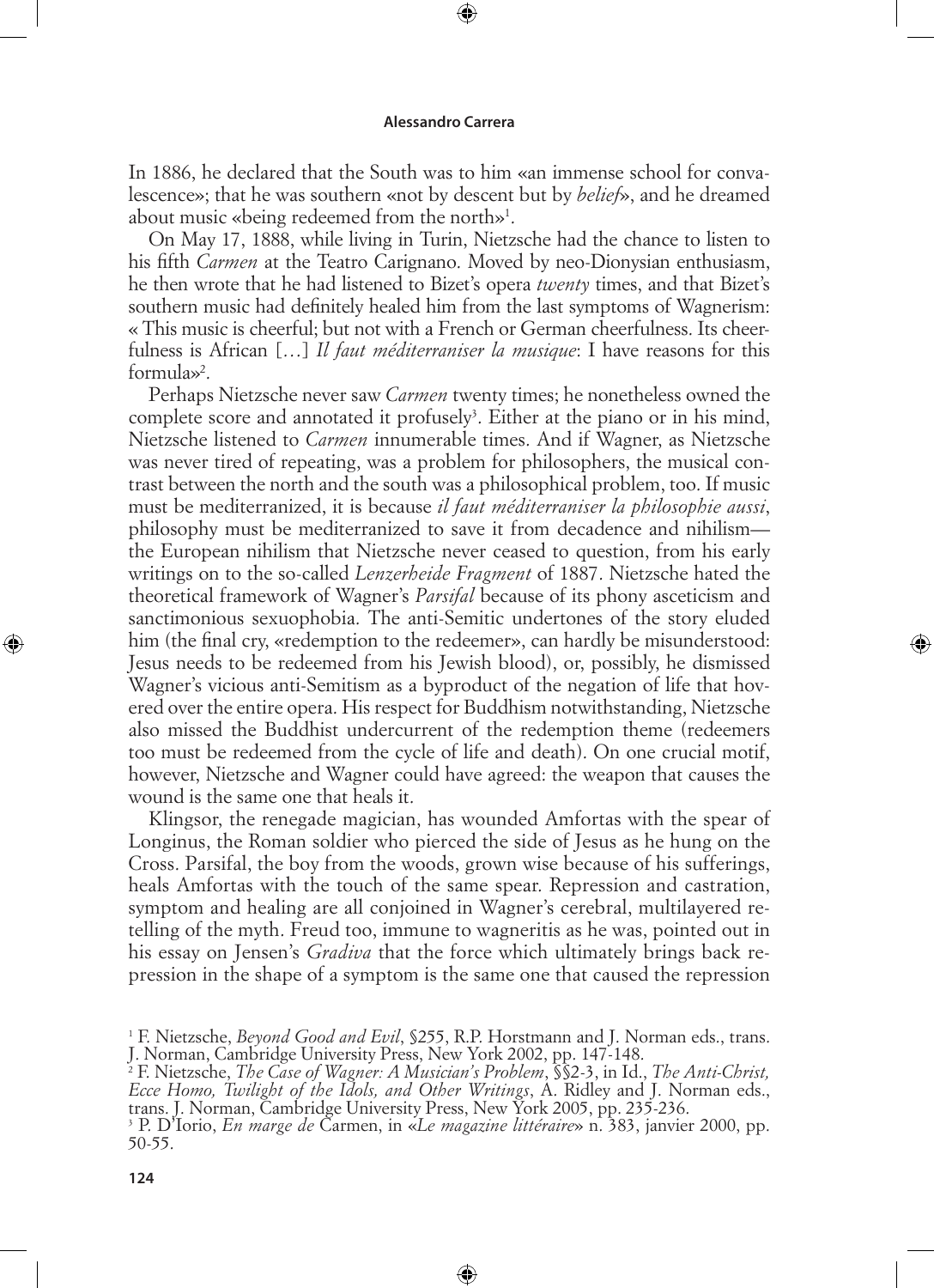In 1886, he declared that the South was to him «an immense school for convalescence»; that he was southern «not by descent but by *belief*», and he dreamed about music «being redeemed from the north»[1].

On May 17, 1888, while living in Turin, Nietzsche had the chance to listen to his fifth *Carmen* at the Teatro Carignano. Moved by neo-Dionysian enthusiasm, he then wrote that he had listened to Bizet's opera *twenty* times, and that Bizet's southern music had definitely healed him from the last symptoms of Wagnerism: « This music is cheerful; but not with a French or German cheerfulness. Its cheerfulness is African […] *Il faut méditerraniser la musique*: I have reasons for this formula»[2].

Perhaps Nietzsche never saw *Carmen* twenty times; he nonetheless owned the complete score and annotated it profusely[3]. Either at the piano or in his mind, Nietzsche listened to *Carmen* innumerable times. And if Wagner, as Nietzsche was never tired of repeating, was a problem for philosophers, the musical contrast between the north and the south was a philosophical problem, too. If music must be mediterranized, it is because *il faut méditerraniser la philosophie aussi*, philosophy must be mediterranized to save it from decadence and nihilism—the European nihilism that Nietzsche never ceased to question, from his early writings on to the so-called *Lenzerheide Fragment* of 1887. Nietzsche hated the theoretical framework of Wagner's *Parsifal* because of its phony asceticism and sanctimonious sexuophobia. The anti-Semitic undertones of the story eluded him (the final cry, «redemption to the redeemer», can hardly be misunderstood: Jesus needs to be redeemed from his Jewish blood), or, possibly, he dismissed Wagner's vicious anti-Semitism as a byproduct of the negation of life that hovered over the entire opera. His respect for Buddhism notwithstanding, Nietzsche also missed the Buddhist undercurrent of the redemption theme (redeemers too must be redeemed from the cycle of life and death). On one crucial motif, however, Nietzsche and Wagner could have agreed: the weapon that causes the wound is the same one that heals it.

Klingsor, the renegade magician, has wounded Amfortas with the spear of Longinus, the Roman soldier who pierced the side of Jesus as he hung on the Cross. Parsifal, the boy from the woods, grown wise because of his sufferings, heals Amfortas with the touch of the same spear. Repression and castration, symptom and healing are all conjoined in Wagner's cerebral, multilayered retelling of the myth. Freud too, immune to wagneritis as he was, pointed out in his essay on Jensen's *Gradiva* that the force which ultimately brings back repression in the shape of a symptom is the same one that caused the repression

[1] F. Nietzsche, *Beyond Good and Evil*, §255, R.P. Horstmann and J. Norman eds., trans. J. Norman, Cambridge University Press, New York 2002, pp. 147-148.

[2] F. Nietzsche, *The Case of Wagner: A Musician's Problem*, §§2-3, in Id., *The Anti-Christ, Ecce Homo, Twilight of the Idols, and Other Writings*, A. Ridley and J. Norman eds., trans. J. Norman, Cambridge University Press, New York 2005, pp. 235-236.

[3] P. D'Iorio, *En marge de* Carmen, in «*Le magazine littéraire*» n. 383, janvier 2000, pp. 50-55.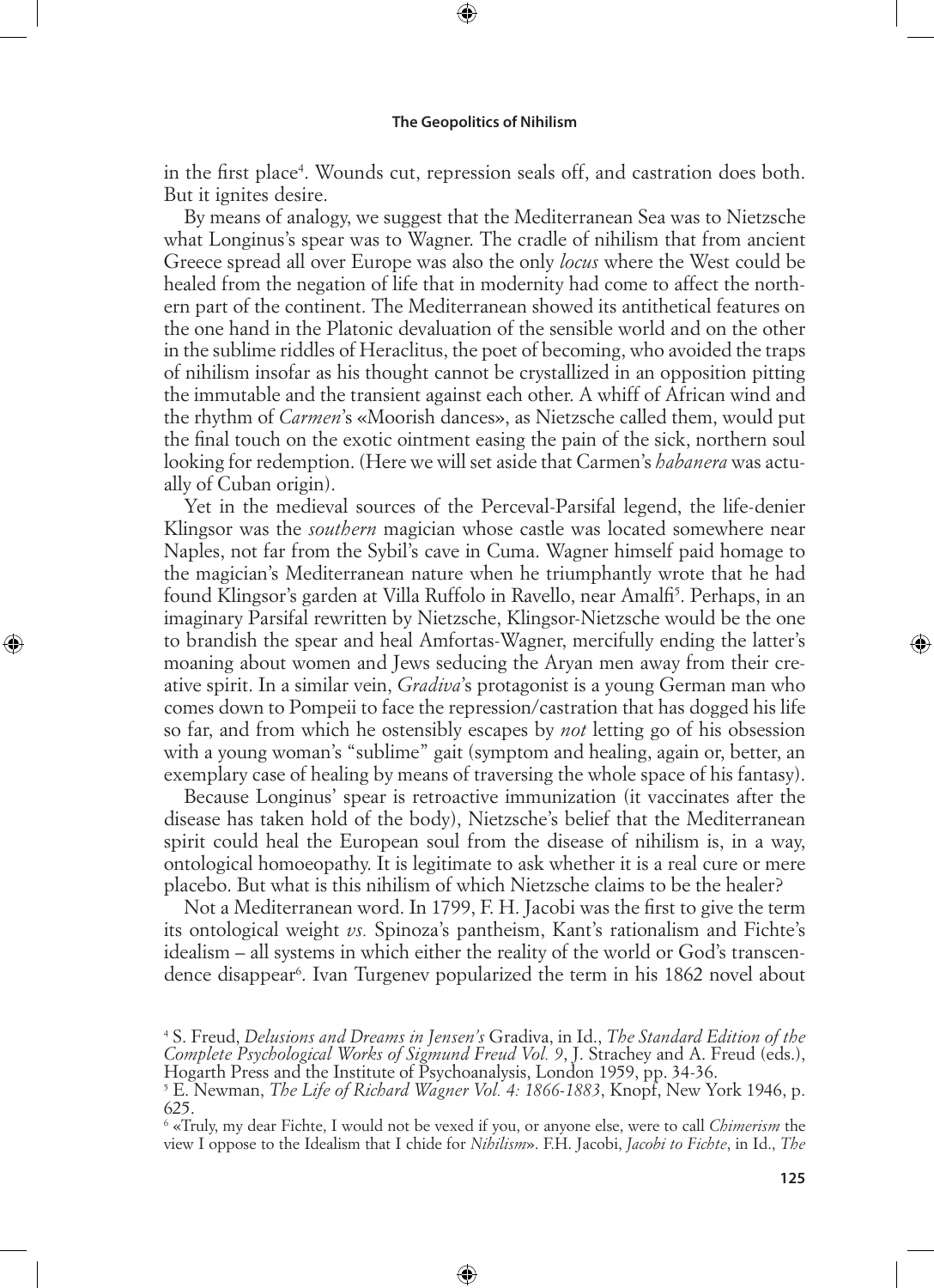in the first place[4]. Wounds cut, repression seals off, and castration does both. But it ignites desire.

By means of analogy, we suggest that the Mediterranean Sea was to Nietzsche what Longinus's spear was to Wagner. The cradle of nihilism that from ancient Greece spread all over Europe was also the only *locus* where the West could be healed from the negation of life that in modernity had come to affect the northern part of the continent. The Mediterranean showed its antithetical features on the one hand in the Platonic devaluation of the sensible world and on the other in the sublime riddles of Heraclitus, the poet of becoming, who avoided the traps of nihilism insofar as his thought cannot be crystallized in an opposition pitting the immutable and the transient against each other. A whiff of African wind and the rhythm of *Carmen*'s «Moorish dances», as Nietzsche called them, would put the final touch on the exotic ointment easing the pain of the sick, northern soul looking for redemption. (Here we will set aside that Carmen's *habanera* was actually of Cuban origin).

Yet in the medieval sources of the Perceval-Parsifal legend, the life-denier Klingsor was the *southern* magician whose castle was located somewhere near Naples, not far from the Sybil's cave in Cuma. Wagner himself paid homage to the magician's Mediterranean nature when he triumphantly wrote that he had found Klingsor's garden at Villa Ruffolo in Ravello, near Amalfi[5]. Perhaps, in an imaginary Parsifal rewritten by Nietzsche, Klingsor-Nietzsche would be the one to brandish the spear and heal Amfortas-Wagner, mercifully ending the latter's moaning about women and Jews seducing the Aryan men away from their creative spirit. In a similar vein, *Gradiva*'s protagonist is a young German man who comes down to Pompeii to face the repression/castration that has dogged his life so far, and from which he ostensibly escapes by *not* letting go of his obsession with a young woman's "sublime" gait (symptom and healing, again or, better, an exemplary case of healing by means of traversing the whole space of his fantasy).

Because Longinus' spear is retroactive immunization (it vaccinates after the disease has taken hold of the body), Nietzsche's belief that the Mediterranean spirit could heal the European soul from the disease of nihilism is, in a way, ontological homoeopathy. It is legitimate to ask whether it is a real cure or mere placebo. But what is this nihilism of which Nietzsche claims to be the healer?

Not a Mediterranean word. In 1799, F. H. Jacobi was the first to give the term its ontological weight *vs.* Spinoza's pantheism, Kant's rationalism and Fichte's idealism – all systems in which either the reality of the world or God's transcendence disappear[6]. Ivan Turgenev popularized the term in his 1862 novel about

---

[4] S. Freud, *Delusions and Dreams in Jensen's* Gradiva, in Id., *The Standard Edition of the Complete Psychological Works of Sigmund Freud Vol. 9*, J. Strachey and A. Freud (eds.), Hogarth Press and the Institute of Psychoanalysis, London 1959, pp. 34-36.

[5] E. Newman, *The Life of Richard Wagner Vol. 4: 1866-1883*, Knopf, New York 1946, p. 625.

[6] «Truly, my dear Fichte, I would not be vexed if you, or anyone else, were to call *Chimerism* the view I oppose to the Idealism that I chide for *Nihilism*». F.H. Jacobi, *Jacobi to Fichte*, in Id., *The*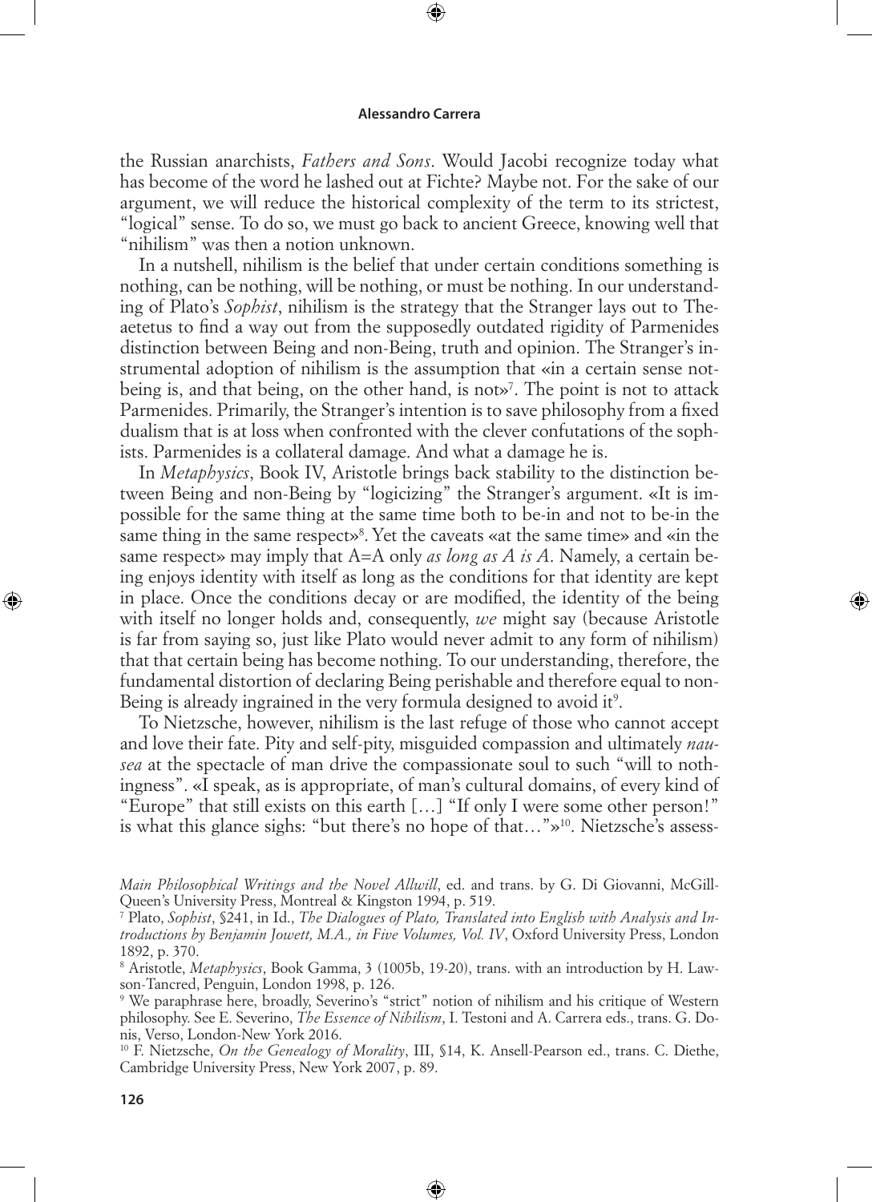the Russian anarchists, *Fathers and Sons*. Would Jacobi recognize today what has become of the word he lashed out at Fichte? Maybe not. For the sake of our argument, we will reduce the historical complexity of the term to its strictest, "logical" sense. To do so, we must go back to ancient Greece, knowing well that "nihilism" was then a notion unknown.

In a nutshell, nihilism is the belief that under certain conditions something is nothing, can be nothing, will be nothing, or must be nothing. In our understanding of Plato's *Sophist*, nihilism is the strategy that the Stranger lays out to Theaetetus to find a way out from the supposedly outdated rigidity of Parmenides distinction between Being and non-Being, truth and opinion. The Stranger's instrumental adoption of nihilism is the assumption that «in a certain sense not-being is, and that being, on the other hand, is not»[7]. The point is not to attack Parmenides. Primarily, the Stranger's intention is to save philosophy from a fixed dualism that is at loss when confronted with the clever confutations of the sophists. Parmenides is a collateral damage. And what a damage he is.

In *Metaphysics*, Book IV, Aristotle brings back stability to the distinction between Being and non-Being by "logicizing" the Stranger's argument. «It is impossible for the same thing at the same time both to be-in and not to be-in the same thing in the same respect»[8]. Yet the caveats «at the same time» and «in the same respect» may imply that A=A only *as long as A is A*. Namely, a certain being enjoys identity with itself as long as the conditions for that identity are kept in place. Once the conditions decay or are modified, the identity of the being with itself no longer holds and, consequently, *we* might say (because Aristotle is far from saying so, just like Plato would never admit to any form of nihilism) that that certain being has become nothing. To our understanding, therefore, the fundamental distortion of declaring Being perishable and therefore equal to non-Being is already ingrained in the very formula designed to avoid it[9].

To Nietzsche, however, nihilism is the last refuge of those who cannot accept and love their fate. Pity and self-pity, misguided compassion and ultimately *nausea* at the spectacle of man drive the compassionate soul to such "will to nothingness". «I speak, as is appropriate, of man's cultural domains, of every kind of "Europe" that still exists on this earth […] "If only I were some other person!" is what this glance sighs: "but there's no hope of that…"»[10]. Nietzsche's assess-

---

*Main Philosophical Writings and the Novel Allwill*, ed. and trans. by G. Di Giovanni, McGill-Queen's University Press, Montreal & Kingston 1994, p. 519.

[7] Plato, *Sophist*, §241, in Id., *The Dialogues of Plato, Translated into English with Analysis and Introductions by Benjamin Jowett, M.A., in Five Volumes, Vol. IV*, Oxford University Press, London 1892, p. 370.

[8] Aristotle, *Metaphysics*, Book Gamma, 3 (1005b, 19-20), trans. with an introduction by H. Lawson-Tancred, Penguin, London 1998, p. 126.

[9] We paraphrase here, broadly, Severino's "strict" notion of nihilism and his critique of Western philosophy. See E. Severino, *The Essence of Nihilism*, I. Testoni and A. Carrera eds., trans. G. Donis, Verso, London-New York 2016.

[10] F. Nietzsche, *On the Genealogy of Morality*, III, §14, K. Ansell-Pearson ed., trans. C. Diethe, Cambridge University Press, New York 2007, p. 89.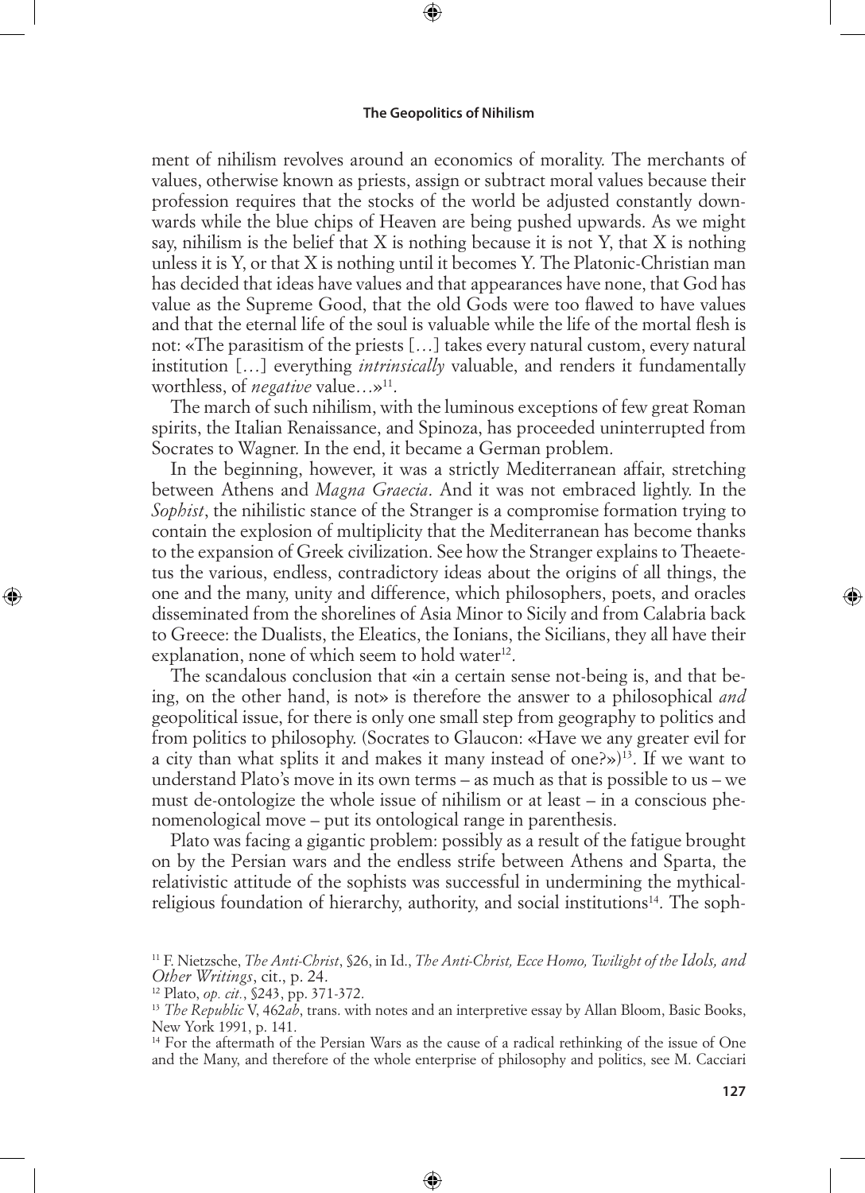ment of nihilism revolves around an economics of morality. The merchants of values, otherwise known as priests, assign or subtract moral values because their profession requires that the stocks of the world be adjusted constantly downwards while the blue chips of Heaven are being pushed upwards. As we might say, nihilism is the belief that X is nothing because it is not Y, that X is nothing unless it is Y, or that X is nothing until it becomes Y. The Platonic-Christian man has decided that ideas have values and that appearances have none, that God has value as the Supreme Good, that the old Gods were too flawed to have values and that the eternal life of the soul is valuable while the life of the mortal flesh is not: «The parasitism of the priests […] takes every natural custom, every natural institution […] everything *intrinsically* valuable, and renders it fundamentally worthless, of *negative* value…»[11].

The march of such nihilism, with the luminous exceptions of few great Roman spirits, the Italian Renaissance, and Spinoza, has proceeded uninterrupted from Socrates to Wagner. In the end, it became a German problem.

In the beginning, however, it was a strictly Mediterranean affair, stretching between Athens and *Magna Graecia*. And it was not embraced lightly. In the *Sophist*, the nihilistic stance of the Stranger is a compromise formation trying to contain the explosion of multiplicity that the Mediterranean has become thanks to the expansion of Greek civilization. See how the Stranger explains to Theaetetus the various, endless, contradictory ideas about the origins of all things, the one and the many, unity and difference, which philosophers, poets, and oracles disseminated from the shorelines of Asia Minor to Sicily and from Calabria back to Greece: the Dualists, the Eleatics, the Ionians, the Sicilians, they all have their explanation, none of which seem to hold water[12].

The scandalous conclusion that «in a certain sense not-being is, and that being, on the other hand, is not» is therefore the answer to a philosophical *and* geopolitical issue, for there is only one small step from geography to politics and from politics to philosophy. (Socrates to Glaucon: «Have we any greater evil for a city than what splits it and makes it many instead of one?»)[13]. If we want to understand Plato's move in its own terms – as much as that is possible to us – we must de-ontologize the whole issue of nihilism or at least – in a conscious phenomenological move – put its ontological range in parenthesis.

Plato was facing a gigantic problem: possibly as a result of the fatigue brought on by the Persian wars and the endless strife between Athens and Sparta, the relativistic attitude of the sophists was successful in undermining the mythical-religious foundation of hierarchy, authority, and social institutions[14]. The soph-

---

[11] F. Nietzsche, *The Anti-Christ*, §26, in Id., *The Anti-Christ, Ecce Homo, Twilight of the Idols, and Other Writings*, cit., p. 24.

[12] Plato, *op. cit.*, §243, pp. 371-372.

[13] *The Republic* V, 462*ab*, trans. with notes and an interpretive essay by Allan Bloom, Basic Books, New York 1991, p. 141.

[14] For the aftermath of the Persian Wars as the cause of a radical rethinking of the issue of One and the Many, and therefore of the whole enterprise of philosophy and politics, see M. Cacciari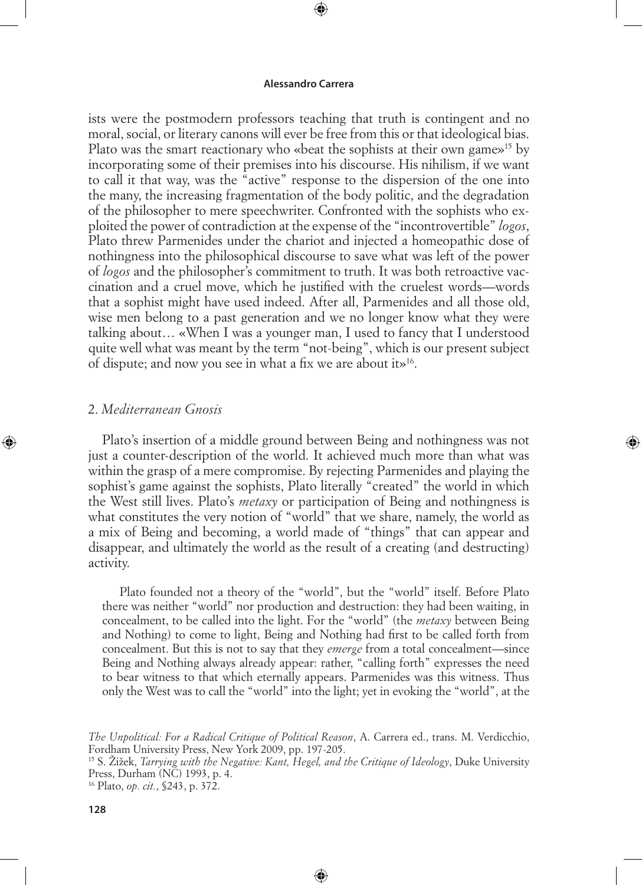ists were the postmodern professors teaching that truth is contingent and no moral, social, or literary canons will ever be free from this or that ideological bias. Plato was the smart reactionary who «beat the sophists at their own game»[15] by incorporating some of their premises into his discourse. His nihilism, if we want to call it that way, was the "active" response to the dispersion of the one into the many, the increasing fragmentation of the body politic, and the degradation of the philosopher to mere speechwriter. Confronted with the sophists who exploited the power of contradiction at the expense of the "incontrovertible" *logos*, Plato threw Parmenides under the chariot and injected a homeopathic dose of nothingness into the philosophical discourse to save what was left of the power of *logos* and the philosopher's commitment to truth. It was both retroactive vaccination and a cruel move, which he justified with the cruelest words—words that a sophist might have used indeed. After all, Parmenides and all those old, wise men belong to a past generation and we no longer know what they were talking about… «When I was a younger man, I used to fancy that I understood quite well what was meant by the term "not-being", which is our present subject of dispute; and now you see in what a fix we are about it»[16].

## 2. *Mediterranean Gnosis*

Plato's insertion of a middle ground between Being and nothingness was not just a counter-description of the world. It achieved much more than what was within the grasp of a mere compromise. By rejecting Parmenides and playing the sophist's game against the sophists, Plato literally "created" the world in which the West still lives. Plato's *metaxy* or participation of Being and nothingness is what constitutes the very notion of "world" that we share, namely, the world as a mix of Being and becoming, a world made of "things" that can appear and disappear, and ultimately the world as the result of a creating (and destructing) activity.

> Plato founded not a theory of the "world", but the "world" itself. Before Plato there was neither "world" nor production and destruction: they had been waiting, in concealment, to be called into the light. For the "world" (the *metaxy* between Being and Nothing) to come to light, Being and Nothing had first to be called forth from concealment. But this is not to say that they *emerge* from a total concealment—since Being and Nothing always already appear: rather, "calling forth" expresses the need to bear witness to that which eternally appears. Parmenides was this witness. Thus only the West was to call the "world" into the light; yet in evoking the "world", at the

*The Unpolitical: For a Radical Critique of Political Reason*, A. Carrera ed., trans. M. Verdicchio, Fordham University Press, New York 2009, pp. 197-205.

[15] S. Žižek, *Tarrying with the Negative: Kant, Hegel, and the Critique of Ideology*, Duke University Press, Durham (NC) 1993, p. 4.

[16] Plato, *op. cit.*, §243, p. 372.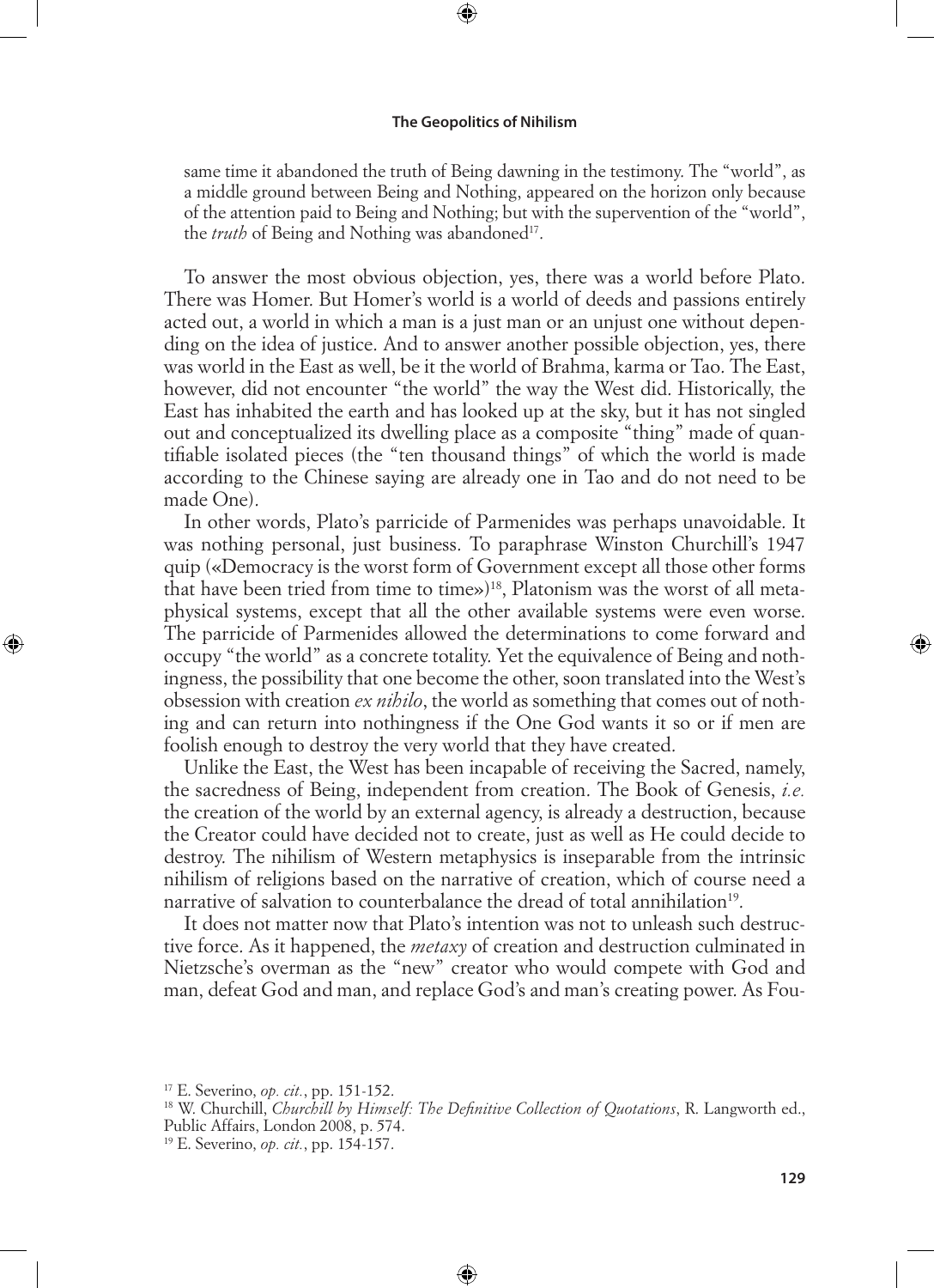same time it abandoned the truth of Being dawning in the testimony. The "world", as a middle ground between Being and Nothing, appeared on the horizon only because of the attention paid to Being and Nothing; but with the supervention of the "world", the *truth* of Being and Nothing was abandoned[17].

To answer the most obvious objection, yes, there was a world before Plato. There was Homer. But Homer's world is a world of deeds and passions entirely acted out, a world in which a man is a just man or an unjust one without depending on the idea of justice. And to answer another possible objection, yes, there was world in the East as well, be it the world of Brahma, karma or Tao. The East, however, did not encounter "the world" the way the West did. Historically, the East has inhabited the earth and has looked up at the sky, but it has not singled out and conceptualized its dwelling place as a composite "thing" made of quantifiable isolated pieces (the "ten thousand things" of which the world is made according to the Chinese saying are already one in Tao and do not need to be made One).

In other words, Plato's parricide of Parmenides was perhaps unavoidable. It was nothing personal, just business. To paraphrase Winston Churchill's 1947 quip («Democracy is the worst form of Government except all those other forms that have been tried from time to time»)[18], Platonism was the worst of all metaphysical systems, except that all the other available systems were even worse. The parricide of Parmenides allowed the determinations to come forward and occupy "the world" as a concrete totality. Yet the equivalence of Being and nothingness, the possibility that one become the other, soon translated into the West's obsession with creation *ex nihilo*, the world as something that comes out of nothing and can return into nothingness if the One God wants it so or if men are foolish enough to destroy the very world that they have created.

Unlike the East, the West has been incapable of receiving the Sacred, namely, the sacredness of Being, independent from creation. The Book of Genesis, *i.e.* the creation of the world by an external agency, is already a destruction, because the Creator could have decided not to create, just as well as He could decide to destroy. The nihilism of Western metaphysics is inseparable from the intrinsic nihilism of religions based on the narrative of creation, which of course need a narrative of salvation to counterbalance the dread of total annihilation[19].

It does not matter now that Plato's intention was not to unleash such destructive force. As it happened, the *metaxy* of creation and destruction culminated in Nietzsche's overman as the "new" creator who would compete with God and man, defeat God and man, and replace God's and man's creating power. As Fou-

[17] E. Severino, *op. cit.*, pp. 151-152.

[18] W. Churchill, *Churchill by Himself: The Definitive Collection of Quotations*, R. Langworth ed., Public Affairs, London 2008, p. 574.

[19] E. Severino, *op. cit.*, pp. 154-157.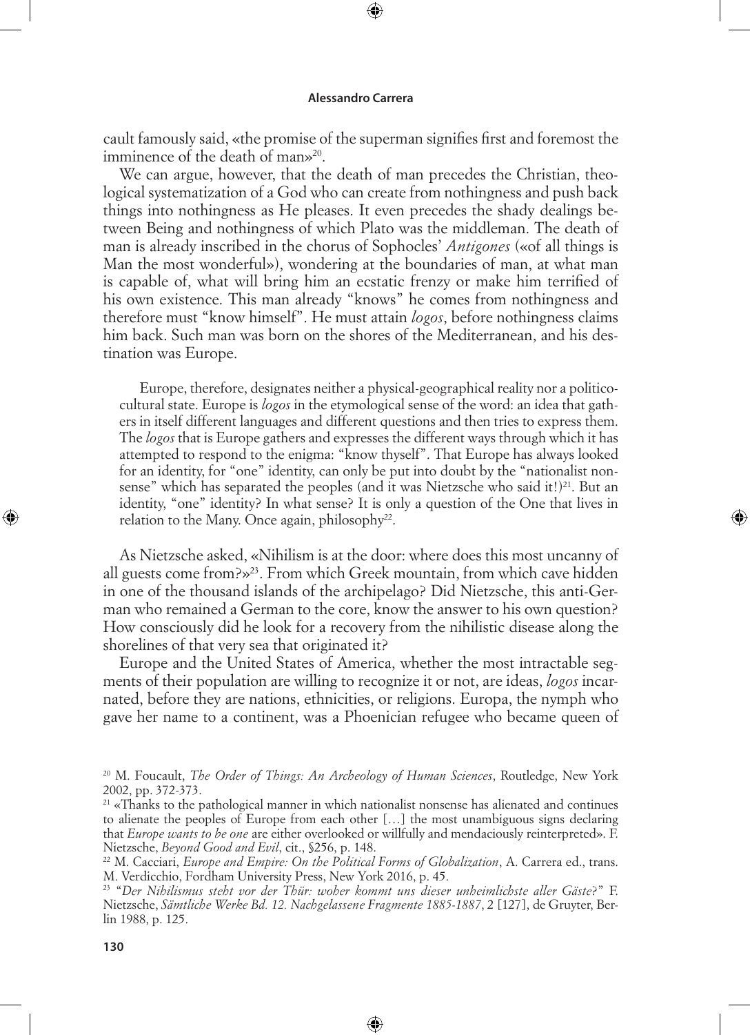cault famously said, «the promise of the superman signifies first and foremost the imminence of the death of man»[20].

We can argue, however, that the death of man precedes the Christian, theological systematization of a God who can create from nothingness and push back things into nothingness as He pleases. It even precedes the shady dealings between Being and nothingness of which Plato was the middleman. The death of man is already inscribed in the chorus of Sophocles' *Antigones* («of all things is Man the most wonderful»), wondering at the boundaries of man, at what man is capable of, what will bring him an ecstatic frenzy or make him terrified of his own existence. This man already "knows" he comes from nothingness and therefore must "know himself". He must attain *logos*, before nothingness claims him back. Such man was born on the shores of the Mediterranean, and his destination was Europe.

> Europe, therefore, designates neither a physical-geographical reality nor a politico-cultural state. Europe is *logos* in the etymological sense of the word: an idea that gathers in itself different languages and different questions and then tries to express them. The *logos* that is Europe gathers and expresses the different ways through which it has attempted to respond to the enigma: "know thyself". That Europe has always looked for an identity, for "one" identity, can only be put into doubt by the "nationalist nonsense" which has separated the peoples (and it was Nietzsche who said it!)[21]. But an identity, "one" identity? In what sense? It is only a question of the One that lives in relation to the Many. Once again, philosophy[22].

As Nietzsche asked, «Nihilism is at the door: where does this most uncanny of all guests come from?»[23]. From which Greek mountain, from which cave hidden in one of the thousand islands of the archipelago? Did Nietzsche, this anti-German who remained a German to the core, know the answer to his own question? How consciously did he look for a recovery from the nihilistic disease along the shorelines of that very sea that originated it?

Europe and the United States of America, whether the most intractable segments of their population are willing to recognize it or not, are ideas, *logos* incarnated, before they are nations, ethnicities, or religions. Europa, the nymph who gave her name to a continent, was a Phoenician refugee who became queen of

---

[20] M. Foucault, *The Order of Things: An Archeology of Human Sciences*, Routledge, New York 2002, pp. 372-373.

[21] «Thanks to the pathological manner in which nationalist nonsense has alienated and continues to alienate the peoples of Europe from each other […] the most unambiguous signs declaring that *Europe wants to be one* are either overlooked or willfully and mendaciously reinterpreted». F. Nietzsche, *Beyond Good and Evil*, cit., §256, p. 148.

[22] M. Cacciari, *Europe and Empire: On the Political Forms of Globalization*, A. Carrera ed., trans. M. Verdicchio, Fordham University Press, New York 2016, p. 45.

[23] "*Der Nihilismus steht vor der Thür: woher kommt uns dieser unheimlichste aller Gäste?*" F. Nietzsche, *Sämtliche Werke Bd. 12. Nachgelassene Fragmente 1885-1887*, 2 [127], de Gruyter, Berlin 1988, p. 125.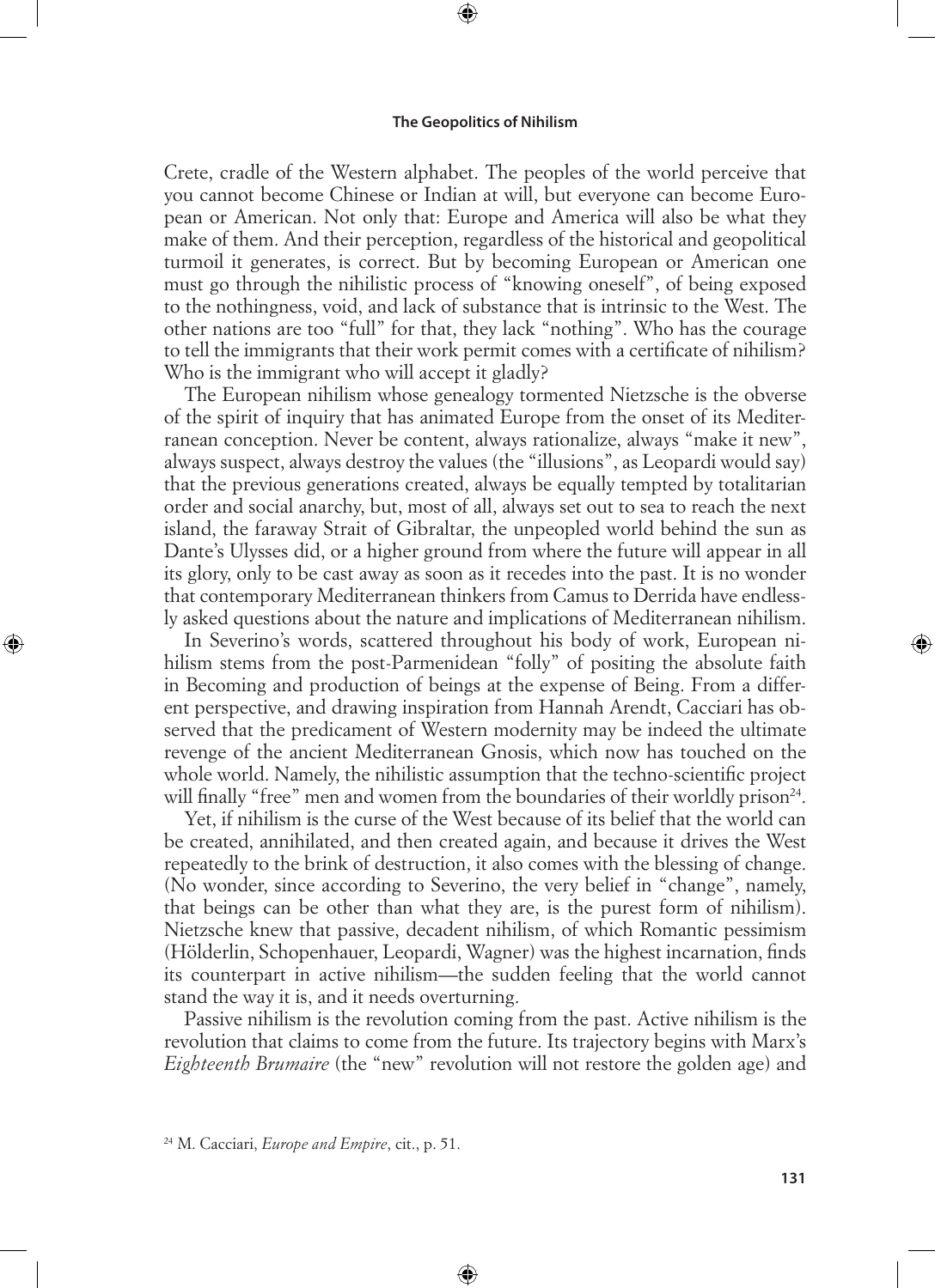Crete, cradle of the Western alphabet. The peoples of the world perceive that you cannot become Chinese or Indian at will, but everyone can become European or American. Not only that: Europe and America will also be what they make of them. And their perception, regardless of the historical and geopolitical turmoil it generates, is correct. But by becoming European or American one must go through the nihilistic process of "knowing oneself", of being exposed to the nothingness, void, and lack of substance that is intrinsic to the West. The other nations are too "full" for that, they lack "nothing". Who has the courage to tell the immigrants that their work permit comes with a certificate of nihilism? Who is the immigrant who will accept it gladly?

The European nihilism whose genealogy tormented Nietzsche is the obverse of the spirit of inquiry that has animated Europe from the onset of its Mediterranean conception. Never be content, always rationalize, always "make it new", always suspect, always destroy the values (the "illusions", as Leopardi would say) that the previous generations created, always be equally tempted by totalitarian order and social anarchy, but, most of all, always set out to sea to reach the next island, the faraway Strait of Gibraltar, the unpeopled world behind the sun as Dante's Ulysses did, or a higher ground from where the future will appear in all its glory, only to be cast away as soon as it recedes into the past. It is no wonder that contemporary Mediterranean thinkers from Camus to Derrida have endlessly asked questions about the nature and implications of Mediterranean nihilism.

In Severino's words, scattered throughout his body of work, European nihilism stems from the post-Parmenidean "folly" of positing the absolute faith in Becoming and production of beings at the expense of Being. From a different perspective, and drawing inspiration from Hannah Arendt, Cacciari has observed that the predicament of Western modernity may be indeed the ultimate revenge of the ancient Mediterranean Gnosis, which now has touched on the whole world. Namely, the nihilistic assumption that the techno-scientific project will finally "free" men and women from the boundaries of their worldly prison[24].

Yet, if nihilism is the curse of the West because of its belief that the world can be created, annihilated, and then created again, and because it drives the West repeatedly to the brink of destruction, it also comes with the blessing of change. (No wonder, since according to Severino, the very belief in "change", namely, that beings can be other than what they are, is the purest form of nihilism). Nietzsche knew that passive, decadent nihilism, of which Romantic pessimism (Hölderlin, Schopenhauer, Leopardi, Wagner) was the highest incarnation, finds its counterpart in active nihilism—the sudden feeling that the world cannot stand the way it is, and it needs overturning.

Passive nihilism is the revolution coming from the past. Active nihilism is the revolution that claims to come from the future. Its trajectory begins with Marx's *Eighteenth Brumaire* (the "new" revolution will not restore the golden age) and

[24] M. Cacciari, *Europe and Empire*, cit., p. 51.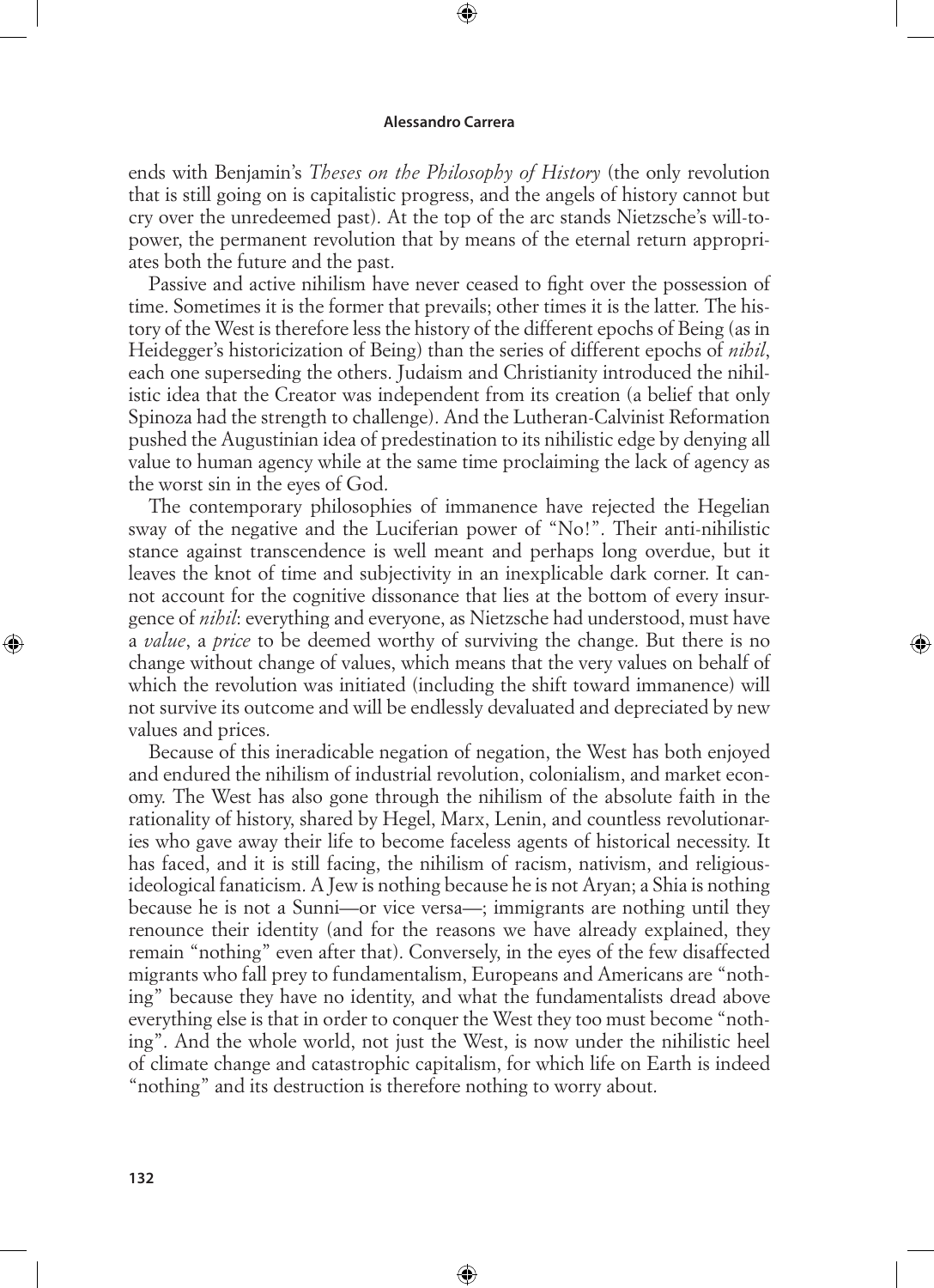ends with Benjamin's *Theses on the Philosophy of History* (the only revolution that is still going on is capitalistic progress, and the angels of history cannot but cry over the unredeemed past). At the top of the arc stands Nietzsche's will-to-power, the permanent revolution that by means of the eternal return appropriates both the future and the past.

Passive and active nihilism have never ceased to fight over the possession of time. Sometimes it is the former that prevails; other times it is the latter. The history of the West is therefore less the history of the different epochs of Being (as in Heidegger's historicization of Being) than the series of different epochs of *nihil*, each one superseding the others. Judaism and Christianity introduced the nihilistic idea that the Creator was independent from its creation (a belief that only Spinoza had the strength to challenge). And the Lutheran-Calvinist Reformation pushed the Augustinian idea of predestination to its nihilistic edge by denying all value to human agency while at the same time proclaiming the lack of agency as the worst sin in the eyes of God.

The contemporary philosophies of immanence have rejected the Hegelian sway of the negative and the Luciferian power of "No!". Their anti-nihilistic stance against transcendence is well meant and perhaps long overdue, but it leaves the knot of time and subjectivity in an inexplicable dark corner. It cannot account for the cognitive dissonance that lies at the bottom of every insurgence of *nihil*: everything and everyone, as Nietzsche had understood, must have a *value*, a *price* to be deemed worthy of surviving the change. But there is no change without change of values, which means that the very values on behalf of which the revolution was initiated (including the shift toward immanence) will not survive its outcome and will be endlessly devaluated and depreciated by new values and prices.

Because of this ineradicable negation of negation, the West has both enjoyed and endured the nihilism of industrial revolution, colonialism, and market economy. The West has also gone through the nihilism of the absolute faith in the rationality of history, shared by Hegel, Marx, Lenin, and countless revolutionaries who gave away their life to become faceless agents of historical necessity. It has faced, and it is still facing, the nihilism of racism, nativism, and religious-ideological fanaticism. A Jew is nothing because he is not Aryan; a Shia is nothing because he is not a Sunni—or vice versa—; immigrants are nothing until they renounce their identity (and for the reasons we have already explained, they remain "nothing" even after that). Conversely, in the eyes of the few disaffected migrants who fall prey to fundamentalism, Europeans and Americans are "nothing" because they have no identity, and what the fundamentalists dread above everything else is that in order to conquer the West they too must become "nothing". And the whole world, not just the West, is now under the nihilistic heel of climate change and catastrophic capitalism, for which life on Earth is indeed "nothing" and its destruction is therefore nothing to worry about.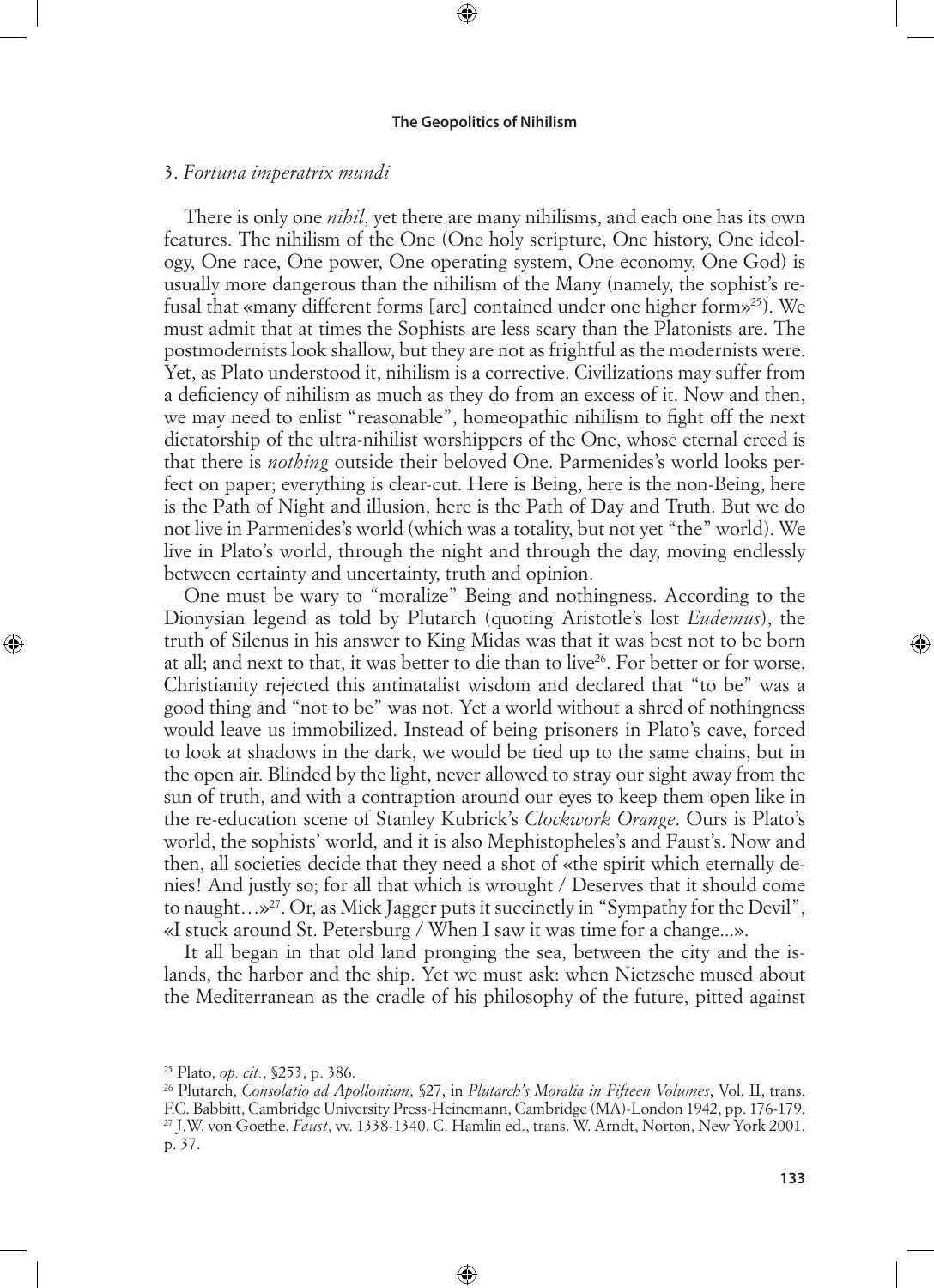### 3. *Fortuna imperatrix mundi*

There is only one *nihil*, yet there are many nihilisms, and each one has its own features. The nihilism of the One (One holy scripture, One history, One ideology, One race, One power, One operating system, One economy, One God) is usually more dangerous than the nihilism of the Many (namely, the sophist's refusal that «many different forms [are] contained under one higher form»[25]). We must admit that at times the Sophists are less scary than the Platonists are. The postmodernists look shallow, but they are not as frightful as the modernists were. Yet, as Plato understood it, nihilism is a corrective. Civilizations may suffer from a deficiency of nihilism as much as they do from an excess of it. Now and then, we may need to enlist "reasonable", homeopathic nihilism to fight off the next dictatorship of the ultra-nihilist worshippers of the One, whose eternal creed is that there is *nothing* outside their beloved One. Parmenides's world looks perfect on paper; everything is clear-cut. Here is Being, here is the non-Being, here is the Path of Night and illusion, here is the Path of Day and Truth. But we do not live in Parmenides's world (which was a totality, but not yet "the" world). We live in Plato's world, through the night and through the day, moving endlessly between certainty and uncertainty, truth and opinion.

One must be wary to "moralize" Being and nothingness. According to the Dionysian legend as told by Plutarch (quoting Aristotle's lost *Eudemus*), the truth of Silenus in his answer to King Midas was that it was best not to be born at all; and next to that, it was better to die than to live[26]. For better or for worse, Christianity rejected this antinatalist wisdom and declared that "to be" was a good thing and "not to be" was not. Yet a world without a shred of nothingness would leave us immobilized. Instead of being prisoners in Plato's cave, forced to look at shadows in the dark, we would be tied up to the same chains, but in the open air. Blinded by the light, never allowed to stray our sight away from the sun of truth, and with a contraption around our eyes to keep them open like in the re-education scene of Stanley Kubrick's *Clockwork Orange*. Ours is Plato's world, the sophists' world, and it is also Mephistopheles's and Faust's. Now and then, all societies decide that they need a shot of «the spirit which eternally denies! And justly so; for all that which is wrought / Deserves that it should come to naught…»[27]. Or, as Mick Jagger puts it succinctly in "Sympathy for the Devil", «I stuck around St. Petersburg / When I saw it was time for a change...».

It all began in that old land pronging the sea, between the city and the islands, the harbor and the ship. Yet we must ask: when Nietzsche mused about the Mediterranean as the cradle of his philosophy of the future, pitted against

---

[25] Plato, *op. cit.*, §253, p. 386.

[26] Plutarch, *Consolatio ad Apollonium*, §27, in *Plutarch's Moralia in Fifteen Volumes*, Vol. II, trans. F.C. Babbitt, Cambridge University Press-Heinemann, Cambridge (MA)-London 1942, pp. 176-179.

[27] J.W. von Goethe, *Faust*, vv. 1338-1340, C. Hamlin ed., trans. W. Arndt, Norton, New York 2001, p. 37.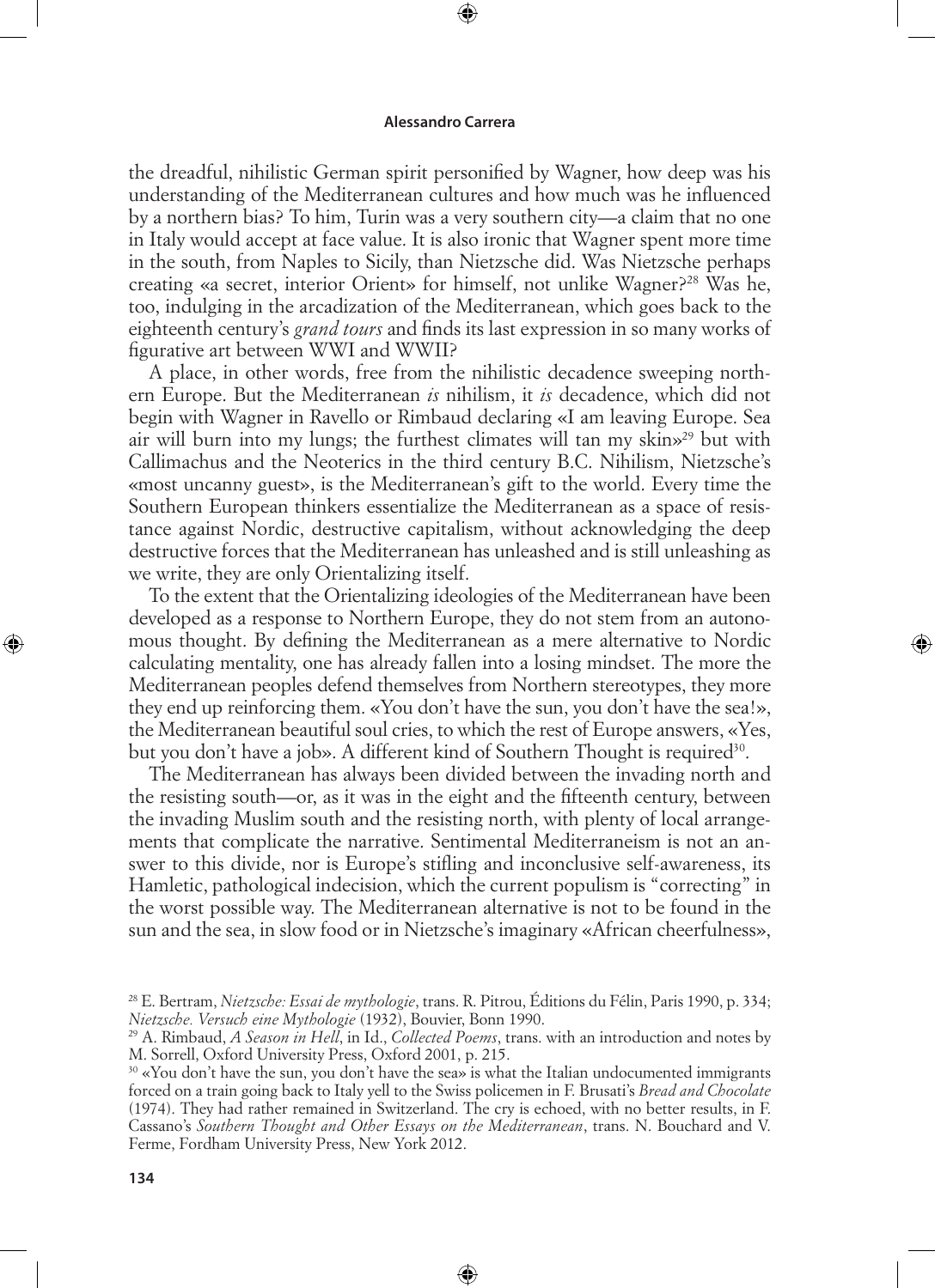the dreadful, nihilistic German spirit personified by Wagner, how deep was his understanding of the Mediterranean cultures and how much was he influenced by a northern bias? To him, Turin was a very southern city—a claim that no one in Italy would accept at face value. It is also ironic that Wagner spent more time in the south, from Naples to Sicily, than Nietzsche did. Was Nietzsche perhaps creating «a secret, interior Orient» for himself, not unlike Wagner?[28] Was he, too, indulging in the arcadization of the Mediterranean, which goes back to the eighteenth century's *grand tours* and finds its last expression in so many works of figurative art between WWI and WWII?

A place, in other words, free from the nihilistic decadence sweeping northern Europe. But the Mediterranean *is* nihilism, it *is* decadence, which did not begin with Wagner in Ravello or Rimbaud declaring «I am leaving Europe. Sea air will burn into my lungs; the furthest climates will tan my skin»[29] but with Callimachus and the Neoterics in the third century B.C. Nihilism, Nietzsche's «most uncanny guest», is the Mediterranean's gift to the world. Every time the Southern European thinkers essentialize the Mediterranean as a space of resistance against Nordic, destructive capitalism, without acknowledging the deep destructive forces that the Mediterranean has unleashed and is still unleashing as we write, they are only Orientalizing itself.

To the extent that the Orientalizing ideologies of the Mediterranean have been developed as a response to Northern Europe, they do not stem from an autonomous thought. By defining the Mediterranean as a mere alternative to Nordic calculating mentality, one has already fallen into a losing mindset. The more the Mediterranean peoples defend themselves from Northern stereotypes, they more they end up reinforcing them. «You don't have the sun, you don't have the sea!», the Mediterranean beautiful soul cries, to which the rest of Europe answers, «Yes, but you don't have a job». A different kind of Southern Thought is required[30].

The Mediterranean has always been divided between the invading north and the resisting south—or, as it was in the eight and the fifteenth century, between the invading Muslim south and the resisting north, with plenty of local arrangements that complicate the narrative. Sentimental Mediterraneism is not an answer to this divide, nor is Europe's stifling and inconclusive self-awareness, its Hamletic, pathological indecision, which the current populism is "correcting" in the worst possible way. The Mediterranean alternative is not to be found in the sun and the sea, in slow food or in Nietzsche's imaginary «African cheerfulness»,

[28] E. Bertram, *Nietzsche: Essai de mythologie*, trans. R. Pitrou, Éditions du Félin, Paris 1990, p. 334; *Nietzsche. Versuch eine Mythologie* (1932), Bouvier, Bonn 1990.

[29] A. Rimbaud, *A Season in Hell*, in Id., *Collected Poems*, trans. with an introduction and notes by M. Sorrell, Oxford University Press, Oxford 2001, p. 215.

[30] «You don't have the sun, you don't have the sea» is what the Italian undocumented immigrants forced on a train going back to Italy yell to the Swiss policemen in F. Brusati's *Bread and Chocolate* (1974). They had rather remained in Switzerland. The cry is echoed, with no better results, in F. Cassano's *Southern Thought and Other Essays on the Mediterranean*, trans. N. Bouchard and V. Ferme, Fordham University Press, New York 2012.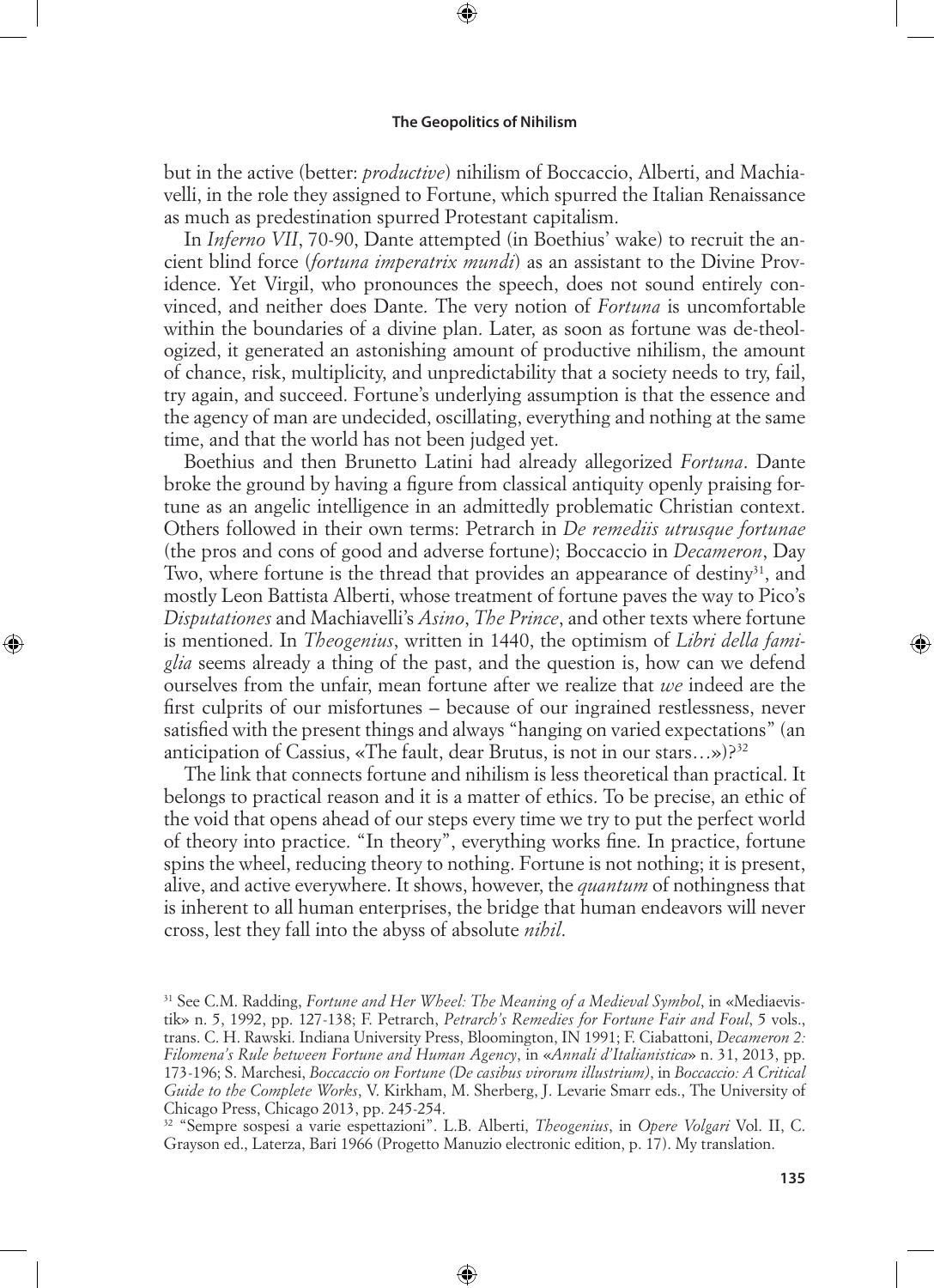but in the active (better: *productive*) nihilism of Boccaccio, Alberti, and Machiavelli, in the role they assigned to Fortune, which spurred the Italian Renaissance as much as predestination spurred Protestant capitalism.

In *Inferno VII*, 70-90, Dante attempted (in Boethius' wake) to recruit the ancient blind force (*fortuna imperatrix mundi*) as an assistant to the Divine Providence. Yet Virgil, who pronounces the speech, does not sound entirely convinced, and neither does Dante. The very notion of *Fortuna* is uncomfortable within the boundaries of a divine plan. Later, as soon as fortune was de-theologized, it generated an astonishing amount of productive nihilism, the amount of chance, risk, multiplicity, and unpredictability that a society needs to try, fail, try again, and succeed. Fortune's underlying assumption is that the essence and the agency of man are undecided, oscillating, everything and nothing at the same time, and that the world has not been judged yet.

Boethius and then Brunetto Latini had already allegorized *Fortuna*. Dante broke the ground by having a figure from classical antiquity openly praising fortune as an angelic intelligence in an admittedly problematic Christian context. Others followed in their own terms: Petrarch in *De remediis utrusque fortunae* (the pros and cons of good and adverse fortune); Boccaccio in *Decameron*, Day Two, where fortune is the thread that provides an appearance of destiny[31], and mostly Leon Battista Alberti, whose treatment of fortune paves the way to Pico's *Disputationes* and Machiavelli's *Asino*, *The Prince*, and other texts where fortune is mentioned. In *Theogenius*, written in 1440, the optimism of *Libri della famiglia* seems already a thing of the past, and the question is, how can we defend ourselves from the unfair, mean fortune after we realize that *we* indeed are the first culprits of our misfortunes – because of our ingrained restlessness, never satisfied with the present things and always "hanging on varied expectations" (an anticipation of Cassius, «The fault, dear Brutus, is not in our stars…»)?[32]

The link that connects fortune and nihilism is less theoretical than practical. It belongs to practical reason and it is a matter of ethics. To be precise, an ethic of the void that opens ahead of our steps every time we try to put the perfect world of theory into practice. "In theory", everything works fine. In practice, fortune spins the wheel, reducing theory to nothing. Fortune is not nothing; it is present, alive, and active everywhere. It shows, however, the *quantum* of nothingness that is inherent to all human enterprises, the bridge that human endeavors will never cross, lest they fall into the abyss of absolute *nihil*.

---

[31] See C.M. Radding, *Fortune and Her Wheel: The Meaning of a Medieval Symbol*, in «Mediaevistik» n. 5, 1992, pp. 127-138; F. Petrarch, *Petrarch's Remedies for Fortune Fair and Foul*, 5 vols., trans. C. H. Rawski. Indiana University Press, Bloomington, IN 1991; F. Ciabattoni, *Decameron 2: Filomena's Rule between Fortune and Human Agency*, in «*Annali d'Italianistica*» n. 31, 2013, pp. 173-196; S. Marchesi, *Boccaccio on Fortune (De casibus virorum illustrium)*, in *Boccaccio: A Critical Guide to the Complete Works*, V. Kirkham, M. Sherberg, J. Levarie Smarr eds., The University of Chicago Press, Chicago 2013, pp. 245-254.

[32] "Sempre sospesi a varie espettazioni". L.B. Alberti, *Theogenius*, in *Opere Volgari* Vol. II, C. Grayson ed., Laterza, Bari 1966 (Progetto Manuzio electronic edition, p. 17). My translation.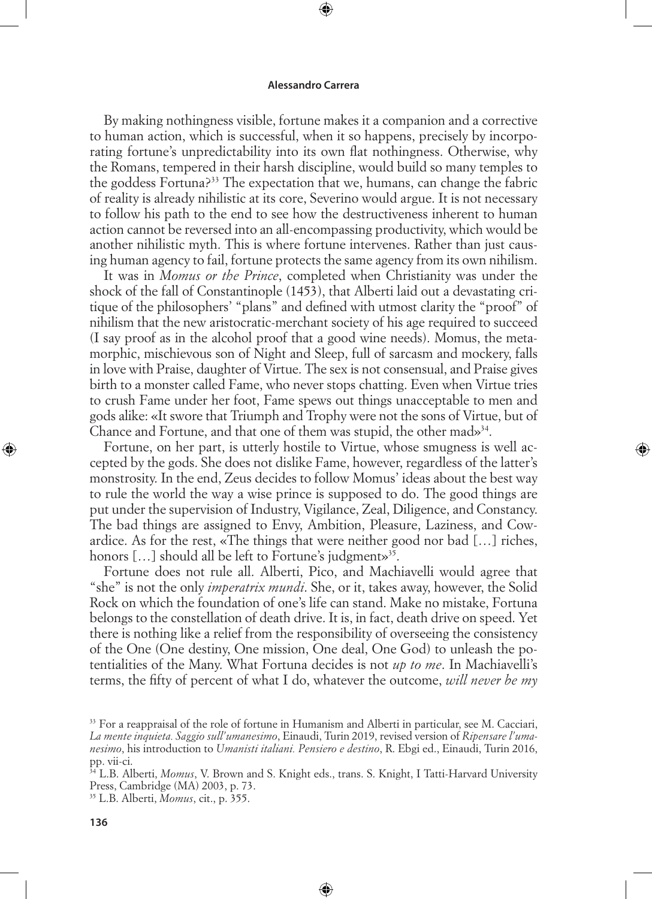By making nothingness visible, fortune makes it a companion and a corrective to human action, which is successful, when it so happens, precisely by incorporating fortune's unpredictability into its own flat nothingness. Otherwise, why the Romans, tempered in their harsh discipline, would build so many temples to the goddess Fortuna?[33] The expectation that we, humans, can change the fabric of reality is already nihilistic at its core, Severino would argue. It is not necessary to follow his path to the end to see how the destructiveness inherent to human action cannot be reversed into an all-encompassing productivity, which would be another nihilistic myth. This is where fortune intervenes. Rather than just causing human agency to fail, fortune protects the same agency from its own nihilism.

It was in *Momus or the Prince*, completed when Christianity was under the shock of the fall of Constantinople (1453), that Alberti laid out a devastating critique of the philosophers' "plans" and defined with utmost clarity the "proof" of nihilism that the new aristocratic-merchant society of his age required to succeed (I say proof as in the alcohol proof that a good wine needs). Momus, the metamorphic, mischievous son of Night and Sleep, full of sarcasm and mockery, falls in love with Praise, daughter of Virtue. The sex is not consensual, and Praise gives birth to a monster called Fame, who never stops chatting. Even when Virtue tries to crush Fame under her foot, Fame spews out things unacceptable to men and gods alike: «It swore that Triumph and Trophy were not the sons of Virtue, but of Chance and Fortune, and that one of them was stupid, the other mad»[34].

Fortune, on her part, is utterly hostile to Virtue, whose smugness is well accepted by the gods. She does not dislike Fame, however, regardless of the latter's monstrosity. In the end, Zeus decides to follow Momus' ideas about the best way to rule the world the way a wise prince is supposed to do. The good things are put under the supervision of Industry, Vigilance, Zeal, Diligence, and Constancy. The bad things are assigned to Envy, Ambition, Pleasure, Laziness, and Cowardice. As for the rest, «The things that were neither good nor bad […] riches, honors […] should all be left to Fortune's judgment»[35].

Fortune does not rule all. Alberti, Pico, and Machiavelli would agree that "she" is not the only *imperatrix mundi*. She, or it, takes away, however, the Solid Rock on which the foundation of one's life can stand. Make no mistake, Fortuna belongs to the constellation of death drive. It is, in fact, death drive on speed. Yet there is nothing like a relief from the responsibility of overseeing the consistency of the One (One destiny, One mission, One deal, One God) to unleash the potentialities of the Many. What Fortuna decides is not *up to me*. In Machiavelli's terms, the fifty of percent of what I do, whatever the outcome, *will never be my*

---

[33] For a reappraisal of the role of fortune in Humanism and Alberti in particular, see M. Cacciari, *La mente inquieta. Saggio sull'umanesimo*, Einaudi, Turin 2019, revised version of *Ripensare l'umanesimo*, his introduction to *Umanisti italiani. Pensiero e destino*, R. Ebgi ed., Einaudi, Turin 2016, pp. vii-ci.

[34] L.B. Alberti, *Momus*, V. Brown and S. Knight eds., trans. S. Knight, I Tatti-Harvard University Press, Cambridge (MA) 2003, p. 73.

[35] L.B. Alberti, *Momus*, cit., p. 355.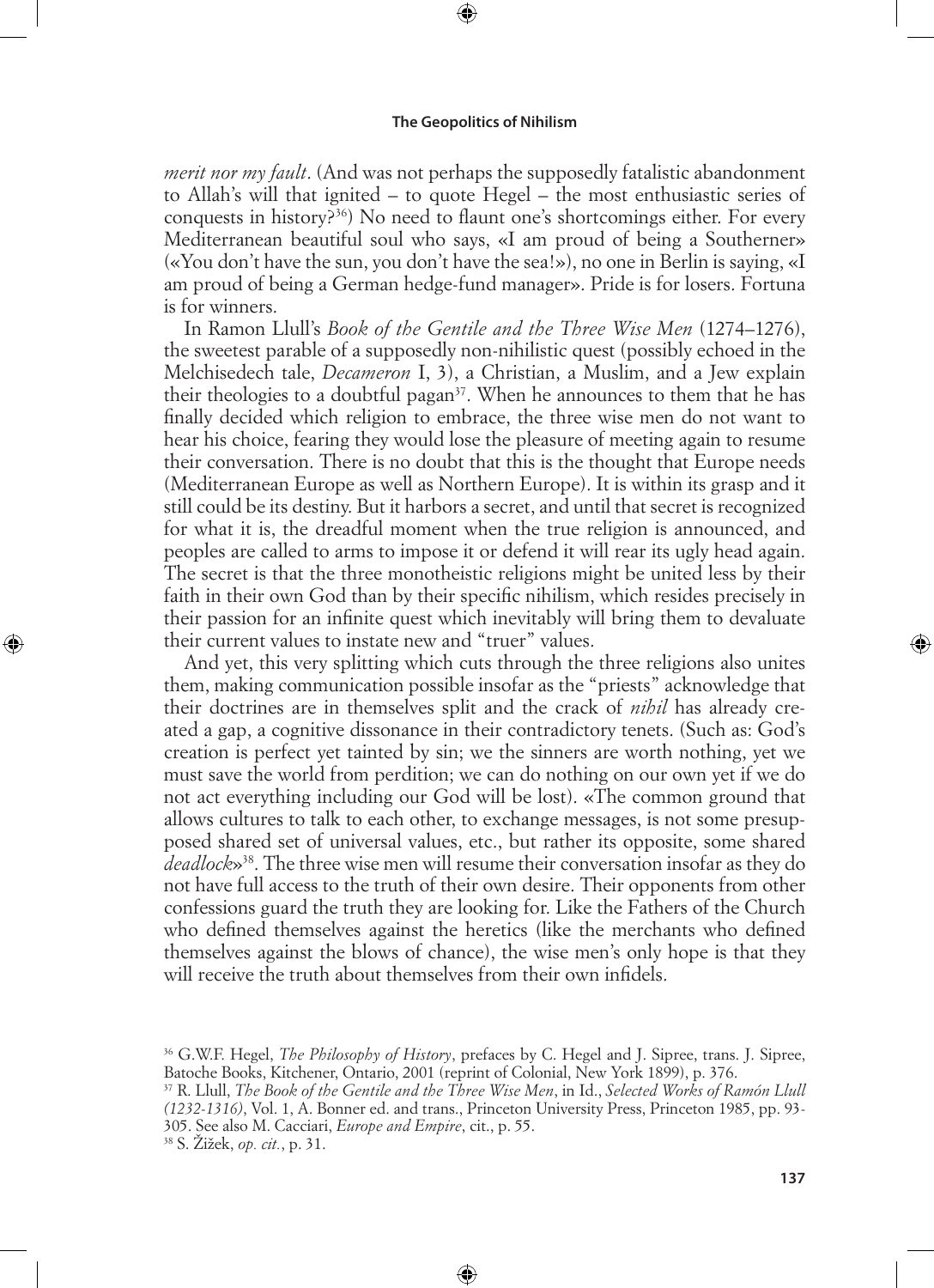*merit nor my fault*. (And was not perhaps the supposedly fatalistic abandonment to Allah's will that ignited – to quote Hegel – the most enthusiastic series of conquests in history?[36]) No need to flaunt one's shortcomings either. For every Mediterranean beautiful soul who says, «I am proud of being a Southerner» («You don't have the sun, you don't have the sea!»), no one in Berlin is saying, «I am proud of being a German hedge-fund manager». Pride is for losers. Fortuna is for winners.

In Ramon Llull's *Book of the Gentile and the Three Wise Men* (1274–1276), the sweetest parable of a supposedly non-nihilistic quest (possibly echoed in the Melchisedech tale, *Decameron* I, 3), a Christian, a Muslim, and a Jew explain their theologies to a doubtful pagan[37]. When he announces to them that he has finally decided which religion to embrace, the three wise men do not want to hear his choice, fearing they would lose the pleasure of meeting again to resume their conversation. There is no doubt that this is the thought that Europe needs (Mediterranean Europe as well as Northern Europe). It is within its grasp and it still could be its destiny. But it harbors a secret, and until that secret is recognized for what it is, the dreadful moment when the true religion is announced, and peoples are called to arms to impose it or defend it will rear its ugly head again. The secret is that the three monotheistic religions might be united less by their faith in their own God than by their specific nihilism, which resides precisely in their passion for an infinite quest which inevitably will bring them to devaluate their current values to instate new and "truer" values.

And yet, this very splitting which cuts through the three religions also unites them, making communication possible insofar as the "priests" acknowledge that their doctrines are in themselves split and the crack of *nihil* has already created a gap, a cognitive dissonance in their contradictory tenets. (Such as: God's creation is perfect yet tainted by sin; we the sinners are worth nothing, yet we must save the world from perdition; we can do nothing on our own yet if we do not act everything including our God will be lost). «The common ground that allows cultures to talk to each other, to exchange messages, is not some presupposed shared set of universal values, etc., but rather its opposite, some shared *deadlock*»[38]. The three wise men will resume their conversation insofar as they do not have full access to the truth of their own desire. Their opponents from other confessions guard the truth they are looking for. Like the Fathers of the Church who defined themselves against the heretics (like the merchants who defined themselves against the blows of chance), the wise men's only hope is that they will receive the truth about themselves from their own infidels.

[36] G.W.F. Hegel, *The Philosophy of History*, prefaces by C. Hegel and J. Sipree, trans. J. Sipree, Batoche Books, Kitchener, Ontario, 2001 (reprint of Colonial, New York 1899), p. 376.

[37] R. Llull, *The Book of the Gentile and the Three Wise Men*, in Id., *Selected Works of Ramón Llull (1232-1316)*, Vol. 1, A. Bonner ed. and trans., Princeton University Press, Princeton 1985, pp. 93-305. See also M. Cacciari, *Europe and Empire*, cit., p. 55.

[38] S. Žižek, *op. cit.*, p. 31.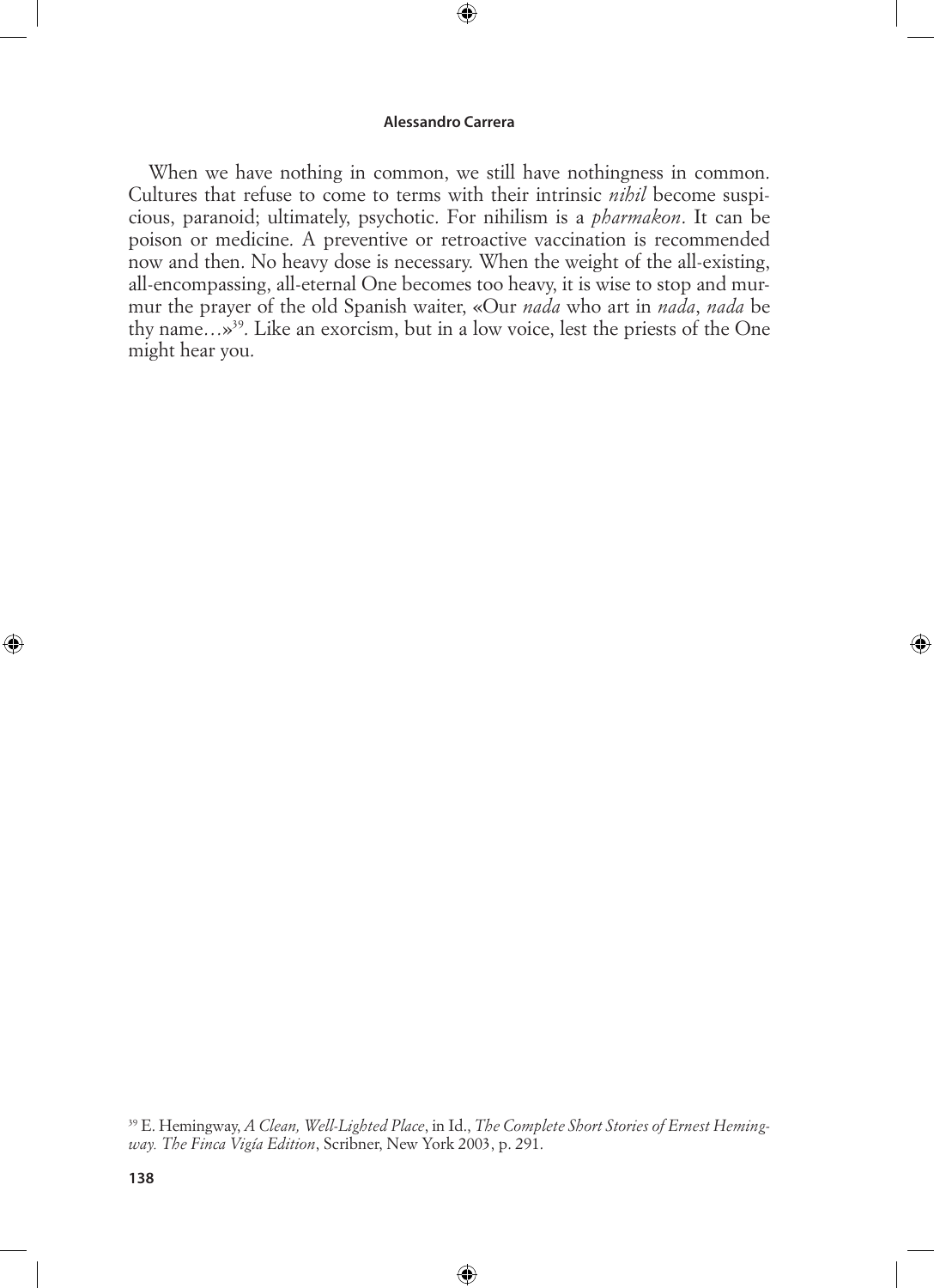When we have nothing in common, we still have nothingness in common. Cultures that refuse to come to terms with their intrinsic *nihil* become suspicious, paranoid; ultimately, psychotic. For nihilism is a *pharmakon*. It can be poison or medicine. A preventive or retroactive vaccination is recommended now and then. No heavy dose is necessary. When the weight of the all-existing, all-encompassing, all-eternal One becomes too heavy, it is wise to stop and murmur the prayer of the old Spanish waiter, «Our *nada* who art in *nada*, *nada* be thy name…»[39]. Like an exorcism, but in a low voice, lest the priests of the One might hear you.

[39] E. Hemingway, *A Clean, Well-Lighted Place*, in Id., *The Complete Short Stories of Ernest Hemingway. The Finca Vigía Edition*, Scribner, New York 2003, p. 291.